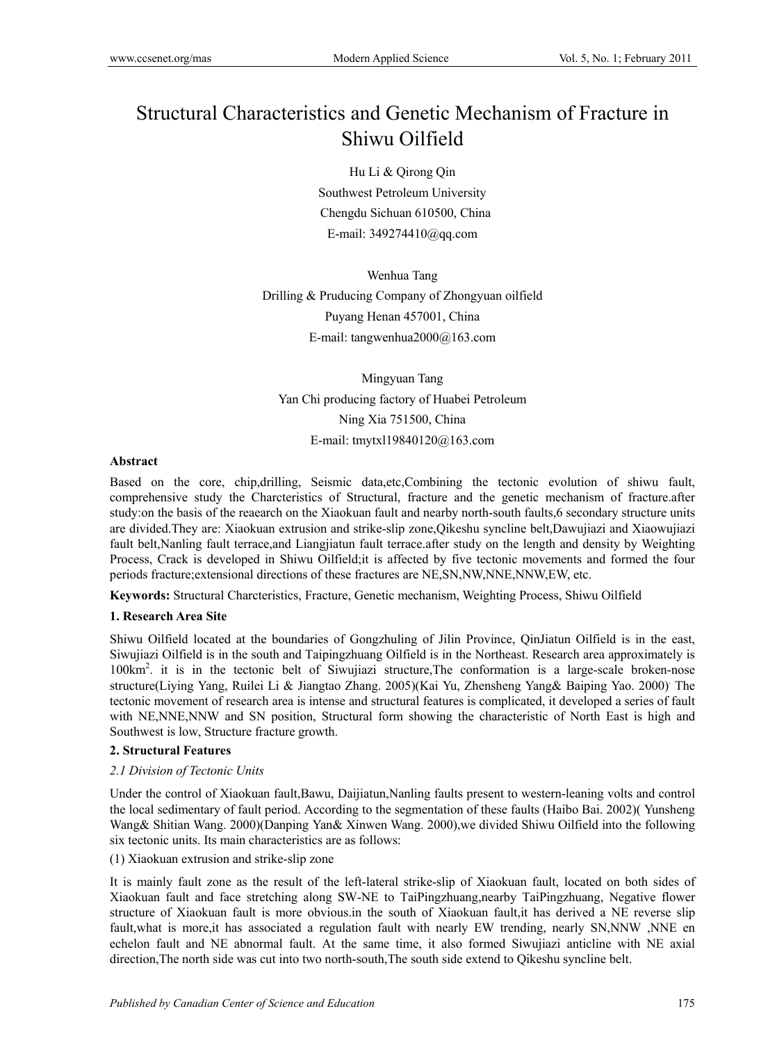# Structural Characteristics and Genetic Mechanism of Fracture in Shiwu Oilfield

Hu Li & Qirong Qin

Southwest Petroleum University

Chengdu Sichuan 610500, China

E-mail: 349274410@qq.com

Wenhua Tang

Drilling & Pruducing Company of Zhongyuan oilfield

Puyang Henan 457001, China

E-mail: tangwenhua2000@163.com

Mingyuan Tang

Yan Chi producing factory of Huabei Petroleum

Ning Xia 751500, China

E-mail: tmytxl19840120@163.com

## Abstract

Based on the core, chip,drilling, Seismic data,etc,Combining the tectonic evolution of shiwu fault, comprehensive study the Charcteristics of Structural, fracture and the genetic mechanism of fracture.after study:on the basis of the reaearch on the Xiaokuan fault and nearby north-south faults,6 secondary structure units are divided.They are: Xiaokuan extrusion and strike-slip zone,Qikeshu syncline belt,Dawujiazi and Xiaowujiazi fault belt,Nanling fault terrace,and Liangjiatun fault terrace.after study on the length and density by Weighting Process, Crack is developed in Shiwu Oilfield;it is affected by five tectonic movements and formed the four periods fracture;extensional directions of these fractures are NE,SN,NW,NNE,NNW,EW, etc.

**Keywords:** Structural Charcteristics, Fracture, Genetic mechanism, Weighting Process, Shiwu Oilfield

## 1. Research Area Site

Shiwu Oilfield located at the boundaries of Gongzhuling of Jilin Province, QinJiatun Oilfield is in the east, Siwujiazi Oilfield is in the south and Taipingzhuang Oilfield is in the Northeast. Research area approximately is 100km$^2$. it is in the tectonic belt of Siwujiazi structure,The conformation is a large-scale broken-nose structure(Liying Yang, Ruilei Li & Jiangtao Zhang. 2005)(Kai Yu, Zhensheng Yang& Baiping Yao. 2000). The tectonic movement of research area is intense and structural features is complicated, it developed a series of fault with NE,NNE,NNW and SN position, Structural form showing the characteristic of North East is high and Southwest is low, Structure fracture growth.

## 2. Structural Features

### *2.1 Division of Tectonic Units*

Under the control of Xiaokuan fault,Bawu, Daijiatun,Nanling faults present to western-leaning volts and control the local sedimentary of fault period. According to the segmentation of these faults (Haibo Bai. 2002)( Yunsheng Wang& Shitian Wang. 2000)(Danping Yan& Xinwen Wang. 2000),we divided Shiwu Oilfield into the following six tectonic units. Its main characteristics are as follows:

(1) Xiaokuan extrusion and strike-slip zone

It is mainly fault zone as the result of the left-lateral strike-slip of Xiaokuan fault, located on both sides of Xiaokuan fault and face stretching along SW-NE to TaiPingzhuang,nearby TaiPingzhuang, Negative flower structure of Xiaokuan fault is more obvious.in the south of Xiaokuan fault,it has derived a NE reverse slip fault,what is more,it has associated a regulation fault with nearly EW trending, nearly SN,NNW ,NNE en echelon fault and NE abnormal fault. At the same time, it also formed Siwujiazi anticline with NE axial direction,The north side was cut into two north-south,The south side extend to Qikeshu syncline belt.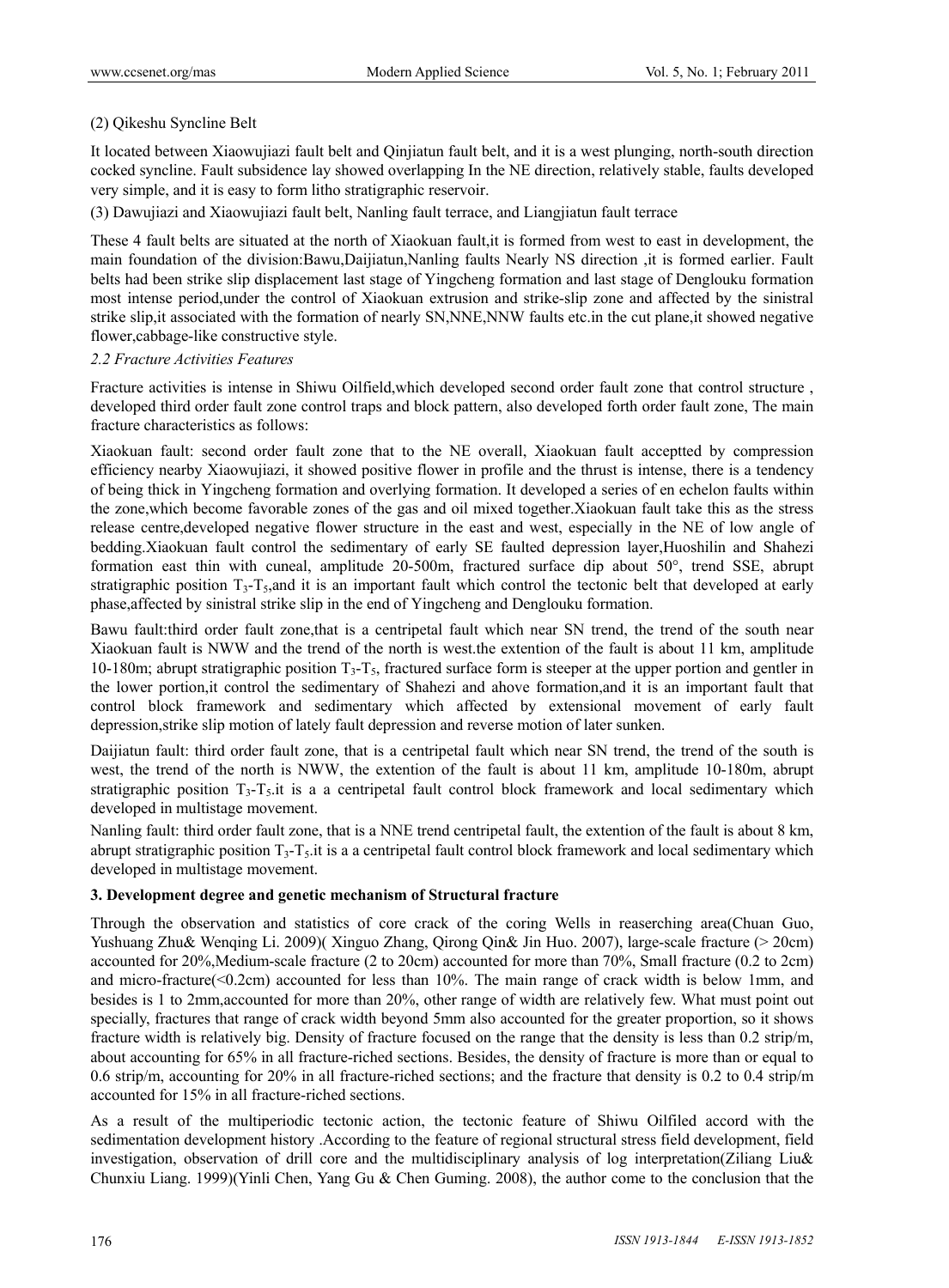(2) Qikeshu Syncline Belt

It located between Xiaowujiazi fault belt and Qinjiatun fault belt, and it is a west plunging, north-south direction cocked syncline. Fault subsidence lay showed overlapping In the NE direction, relatively stable, faults developed very simple, and it is easy to form litho stratigraphic reservoir.

(3) Dawujiazi and Xiaowujiazi fault belt, Nanling fault terrace, and Liangjiatun fault terrace

These 4 fault belts are situated at the north of Xiaokuan fault,it is formed from west to east in development, the main foundation of the division:Bawu,Daijiatun,Nanling faults Nearly NS direction ,it is formed earlier. Fault belts had been strike slip displacement last stage of Yingcheng formation and last stage of Denglouku formation most intense period,under the control of Xiaokuan extrusion and strike-slip zone and affected by the sinistral strike slip,it associated with the formation of nearly SN,NNE,NNW faults etc.in the cut plane,it showed negative flower,cabbage-like constructive style.

### *2.2 Fracture Activities Features*

Fracture activities is intense in Shiwu Oilfield,which developed second order fault zone that control structure , developed third order fault zone control traps and block pattern, also developed forth order fault zone, The main fracture characteristics as follows:

Xiaokuan fault: second order fault zone that to the NE overall, Xiaokuan fault acceptted by compression efficiency nearby Xiaowujiazi, it showed positive flower in profile and the thrust is intense, there is a tendency of being thick in Yingcheng formation and overlying formation. It developed a series of en echelon faults within the zone,which become favorable zones of the gas and oil mixed together.Xiaokuan fault take this as the stress release centre,developed negative flower structure in the east and west, especially in the NE of low angle of bedding.Xiaokuan fault control the sedimentary of early SE faulted depression layer,Huoshilin and Shahezi formation east thin with cuneal, amplitude 20-500m, fractured surface dip about 50°, trend SSE, abrupt stratigraphic position $T_3$-$T_5$,and it is an important fault which control the tectonic belt that developed at early phase,affected by sinistral strike slip in the end of Yingcheng and Denglouku formation.

Bawu fault:third order fault zone,that is a centripetal fault which near SN trend, the trend of the south near Xiaokuan fault is NWW and the trend of the north is west.the extention of the fault is about 11 km, amplitude 10-180m; abrupt stratigraphic position $T_3$-$T_5$, fractured surface form is steeper at the upper portion and gentler in the lower portion,it control the sedimentary of Shahezi and ahove formation,and it is an important fault that control block framework and sedimentary which affected by extensional movement of early fault depression,strike slip motion of lately fault depression and reverse motion of later sunken.

Daijiatun fault: third order fault zone, that is a centripetal fault which near SN trend, the trend of the south is west, the trend of the north is NWW, the extention of the fault is about 11 km, amplitude 10-180m, abrupt stratigraphic position $T_3$-$T_5$.it is a centripetal fault control block framework and local sedimentary which developed in multistage movement.

Nanling fault: third order fault zone, that is a NNE trend centripetal fault, the extention of the fault is about 8 km, abrupt stratigraphic position $T_3$-$T_5$.it is a a centripetal fault control block framework and local sedimentary which developed in multistage movement.

## 3. Development degree and genetic mechanism of Structural fracture

Through the observation and statistics of core crack of the coring Wells in reaserching area(Chuan Guo, Yushuang Zhu& Wenqing Li. 2009)( Xinguo Zhang, Qirong Qin& Jin Huo. 2007), large-scale fracture (> 20cm) accounted for 20%,Medium-scale fracture (2 to 20cm) accounted for more than 70%, Small fracture (0.2 to 2cm) and micro-fracture(<0.2cm) accounted for less than 10%. The main range of crack width is below 1mm, and besides is 1 to 2mm,accounted for more than 20%, other range of width are relatively few. What must point out specially, fractures that range of crack width beyond 5mm also accounted for the greater proportion, so it shows fracture width is relatively big. Density of fracture focused on the range that the density is less than 0.2 strip/m, about accounting for 65% in all fracture-riched sections. Besides, the density of fracture is more than or equal to 0.6 strip/m, accounting for 20% in all fracture-riched sections; and the fracture that density is 0.2 to 0.4 strip/m accounted for 15% in all fracture-riched sections.

As a result of the multiperiodic tectonic action, the tectonic feature of Shiwu Oilfiled accord with the sedimentation development history .According to the feature of regional structural stress field development, field investigation, observation of drill core and the multidisciplinary analysis of log interpretation(Ziliang Liu& Chunxiu Liang. 1999)(Yinli Chen, Yang Gu & Chen Guming. 2008), the author come to the conclusion that the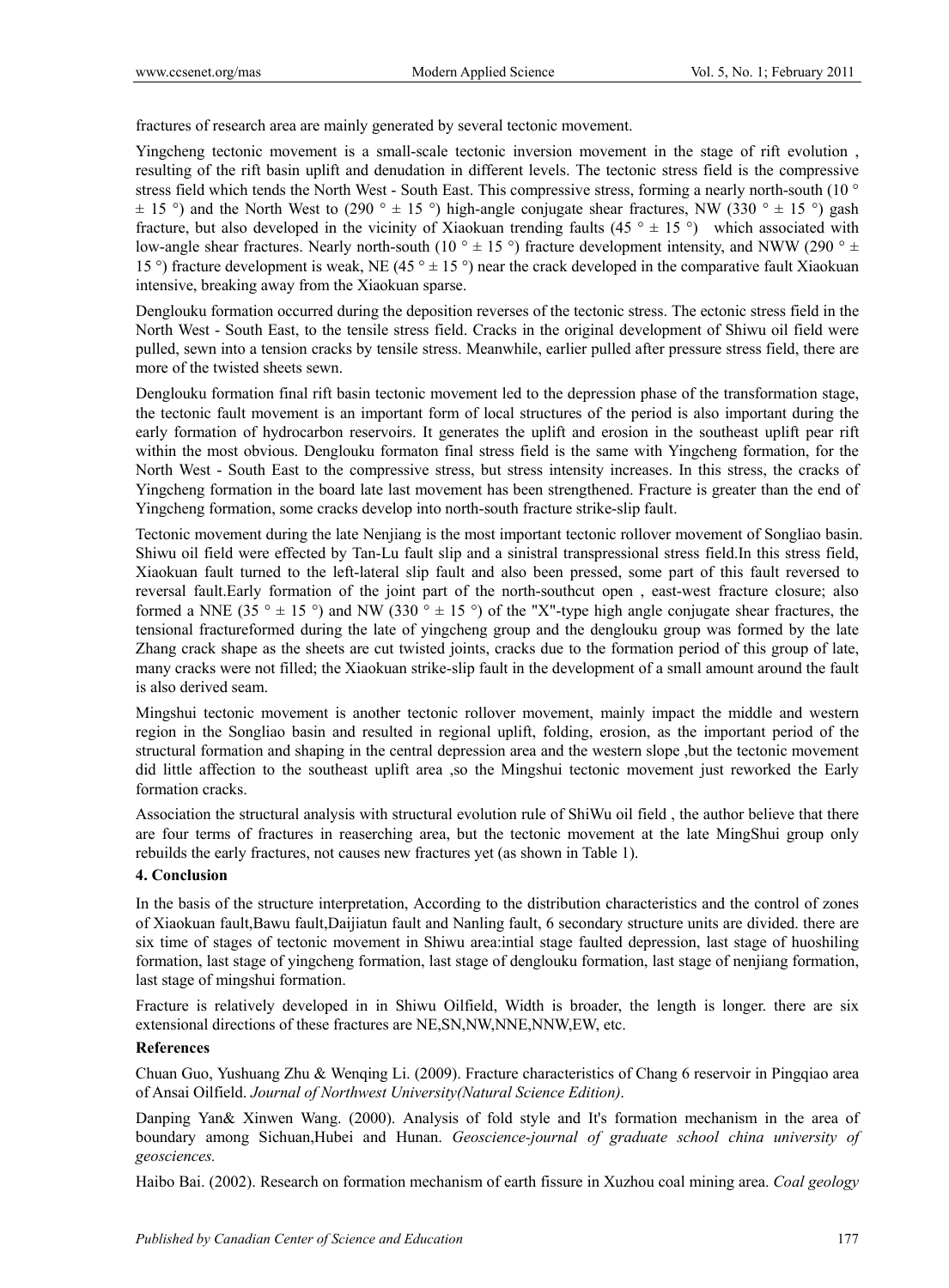fractures of research area are mainly generated by several tectonic movement.

Yingcheng tectonic movement is a small-scale tectonic inversion movement in the stage of rift evolution , resulting of the rift basin uplift and denudation in different levels. The tectonic stress field is the compressive stress field which tends the North West - South East. This compressive stress, forming a nearly north-south (10 ° ± 15 °) and the North West to (290 ° ± 15 °) high-angle conjugate shear fractures, NW (330 ° ± 15 °) gash fracture, but also developed in the vicinity of Xiaokuan trending faults (45 ° ± 15 °)  which associated with low-angle shear fractures. Nearly north-south (10 ° ± 15 °) fracture development intensity, and NWW (290 ° ± 15 °) fracture development is weak, NE (45 ° ± 15 °) near the crack developed in the comparative fault Xiaokuan intensive, breaking away from the Xiaokuan sparse.

Denglouku formation occurred during the deposition reverses of the tectonic stress. The ectonic stress field in the North West - South East, to the tensile stress field. Cracks in the original development of Shiwu oil field were pulled, sewn into a tension cracks by tensile stress. Meanwhile, earlier pulled after pressure stress field, there are more of the twisted sheets sewn.

Denglouku formation final rift basin tectonic movement led to the depression phase of the transformation stage, the tectonic fault movement is an important form of local structures of the period is also important during the early formation of hydrocarbon reservoirs. It generates the uplift and erosion in the southeast uplift pear rift within the most obvious. Denglouku formaton final stress field is the same with Yingcheng formation, for the North West - South East to the compressive stress, but stress intensity increases. In this stress, the cracks of Yingcheng formation in the board late last movement has been strengthened. Fracture is greater than the end of Yingcheng formation, some cracks develop into north-south fracture strike-slip fault.

Tectonic movement during the late Nenjiang is the most important tectonic rollover movement of Songliao basin. Shiwu oil field were effected by Tan-Lu fault slip and a sinistral transpressional stress field.In this stress field, Xiaokuan fault turned to the left-lateral slip fault and also been pressed, some part of this fault reversed to reversal fault.Early formation of the joint part of the north-southcut open , east-west fracture closure; also formed a NNE (35 ° ± 15 °) and NW (330 ° ± 15 °) of the "X"-type high angle conjugate shear fractures, the tensional fractureformed during the late of yingcheng group and the denglouku group was formed by the late Zhang crack shape as the sheets are cut twisted joints, cracks due to the formation period of this group of late, many cracks were not filled; the Xiaokuan strike-slip fault in the development of a small amount around the fault is also derived seam.

Mingshui tectonic movement is another tectonic rollover movement, mainly impact the middle and western region in the Songliao basin and resulted in regional uplift, folding, erosion, as the important period of the structural formation and shaping in the central depression area and the western slope ,but the tectonic movement did little affection to the southeast uplift area ,so the Mingshui tectonic movement just reworked the Early formation cracks.

Association the structural analysis with structural evolution rule of ShiWu oil field , the author believe that there are four terms of fractures in reaserching area, but the tectonic movement at the late MingShui group only rebuilds the early fractures, not causes new fractures yet (as shown in Table 1).

## 4. Conclusion

In the basis of the structure interpretation, According to the distribution characteristics and the control of zones of Xiaokuan fault,Bawu fault,Daijiatun fault and Nanling fault, 6 secondary structure units are divided. there are six time of stages of tectonic movement in Shiwu area:intial stage faulted depression, last stage of huoshiling formation, last stage of yingcheng formation, last stage of denglouku formation, last stage of nenjiang formation, last stage of mingshui formation.

Fracture is relatively developed in in Shiwu Oilfield, Width is broader, the length is longer. there are six extensional directions of these fractures are NE,SN,NW,NNE,NNW,EW, etc.

## References

Chuan Guo, Yushuang Zhu & Wenqing Li. (2009). Fracture characteristics of Chang 6 reservoir in Pingqiao area of Ansai Oilfield. *Journal of Northwest University(Natural Science Edition)*.

Danping Yan& Xinwen Wang. (2000). Analysis of fold style and It's formation mechanism in the area of boundary among Sichuan,Hubei and Hunan. *Geoscience-journal of graduate school china university of geosciences.*

Haibo Bai. (2002). Research on formation mechanism of earth fissure in Xuzhou coal mining area. *Coal geology*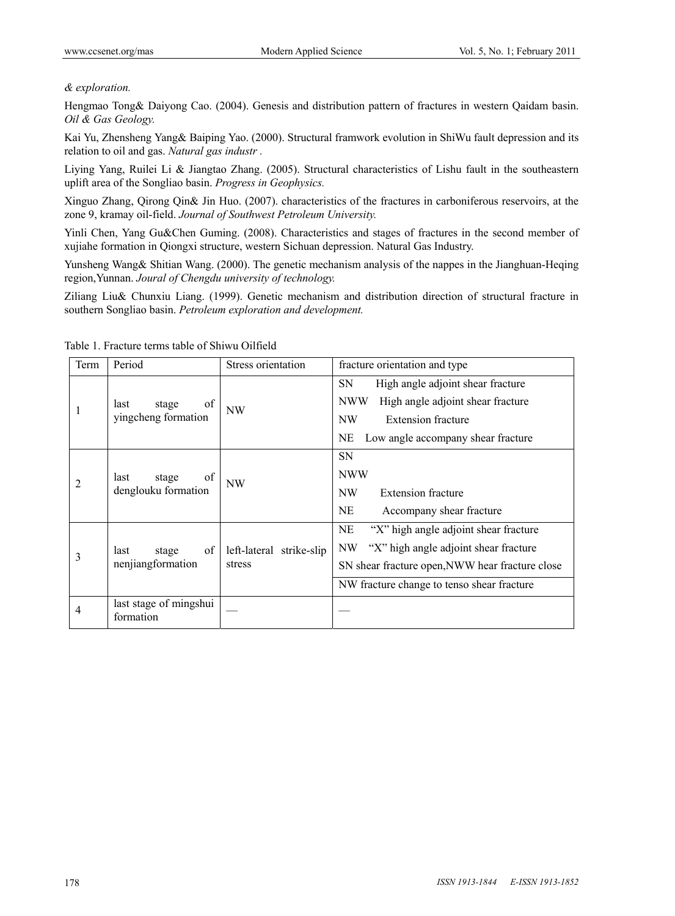*& exploration.*

Hengmao Tong& Daiyong Cao. (2004). Genesis and distribution pattern of fractures in western Qaidam basin. *Oil & Gas Geology.*

Kai Yu, Zhensheng Yang& Baiping Yao. (2000). Structural framwork evolution in ShiWu fault depression and its relation to oil and gas. *Natural gas industr .*

Liying Yang, Ruilei Li & Jiangtao Zhang. (2005). Structural characteristics of Lishu fault in the southeastern uplift area of the Songliao basin. *Progress in Geophysics.*

Xinguo Zhang, Qirong Qin& Jin Huo. (2007). characteristics of the fractures in carboniferous reservoirs, at the zone 9, kramay oil-field. *Journal of Southwest Petroleum University.*

Yinli Chen, Yang Gu&Chen Guming. (2008). Characteristics and stages of fractures in the second member of xujiahe formation in Qiongxi structure, western Sichuan depression. Natural Gas Industry.

Yunsheng Wang& Shitian Wang. (2000). The genetic mechanism analysis of the nappes in the Jianghuan-Heqing region,Yunnan. *Joural of Chengdu university of technology.*

Ziliang Liu& Chunxiu Liang. (1999). Genetic mechanism and distribution direction of structural fracture in southern Songliao basin. *Petroleum exploration and development.*

Table 1. Fracture terms table of Shiwu Oilfield

| Term | Period | Stress orientation | fracture orientation and type |
|---|---|---|---|
| 1 | last stage of yingcheng formation | NW | SN High angle adjoint shear fracture<br>NWW High angle adjoint shear fracture<br>NW Extension fracture<br>NE Low angle accompany shear fracture |
| 2 | last stage of denglouku formation | NW | SN<br>NWW<br>NW Extension fracture<br>NE Accompany shear fracture |
| 3 | last stage of nenjiangformation | left-lateral strike-slip stress | NE "X" high angle adjoint shear fracture<br>NW "X" high angle adjoint shear fracture<br>SN shear fracture open,NWW hear fracture close<br>NW fracture change to tenso shear fracture |
| 4 | last stage of mingshui formation | — | — |